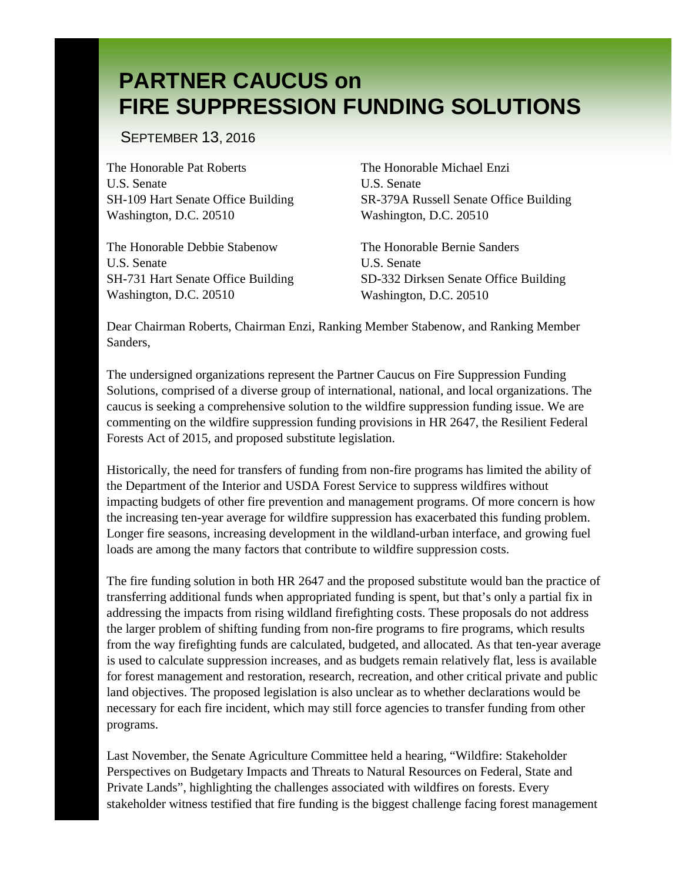# PARTNER CAUCUS on FIRE SUPPRESSION FUNDING SOLUTIONS

SEPTEMBER 13, 2016

The Honorable Pat Roberts
U.S. Senate
SH-109 Hart Senate Office Building
Washington, D.C. 20510

The Honorable Michael Enzi
U.S. Senate
SR-379A Russell Senate Office Building
Washington, D.C. 20510

The Honorable Debbie Stabenow
U.S. Senate
SH-731 Hart Senate Office Building
Washington, D.C. 20510

The Honorable Bernie Sanders
U.S. Senate
SD-332 Dirksen Senate Office Building
Washington, D.C. 20510

Dear Chairman Roberts, Chairman Enzi, Ranking Member Stabenow, and Ranking Member Sanders,

The undersigned organizations represent the Partner Caucus on Fire Suppression Funding Solutions, comprised of a diverse group of international, national, and local organizations. The caucus is seeking a comprehensive solution to the wildfire suppression funding issue. We are commenting on the wildfire suppression funding provisions in HR 2647, the Resilient Federal Forests Act of 2015, and proposed substitute legislation.

Historically, the need for transfers of funding from non-fire programs has limited the ability of the Department of the Interior and USDA Forest Service to suppress wildfires without impacting budgets of other fire prevention and management programs. Of more concern is how the increasing ten-year average for wildfire suppression has exacerbated this funding problem. Longer fire seasons, increasing development in the wildland-urban interface, and growing fuel loads are among the many factors that contribute to wildfire suppression costs.

The fire funding solution in both HR 2647 and the proposed substitute would ban the practice of transferring additional funds when appropriated funding is spent, but that's only a partial fix in addressing the impacts from rising wildland firefighting costs. These proposals do not address the larger problem of shifting funding from non-fire programs to fire programs, which results from the way firefighting funds are calculated, budgeted, and allocated. As that ten-year average is used to calculate suppression increases, and as budgets remain relatively flat, less is available for forest management and restoration, research, recreation, and other critical private and public land objectives. The proposed legislation is also unclear as to whether declarations would be necessary for each fire incident, which may still force agencies to transfer funding from other programs.

Last November, the Senate Agriculture Committee held a hearing, "Wildfire: Stakeholder Perspectives on Budgetary Impacts and Threats to Natural Resources on Federal, State and Private Lands", highlighting the challenges associated with wildfires on forests. Every stakeholder witness testified that fire funding is the biggest challenge facing forest management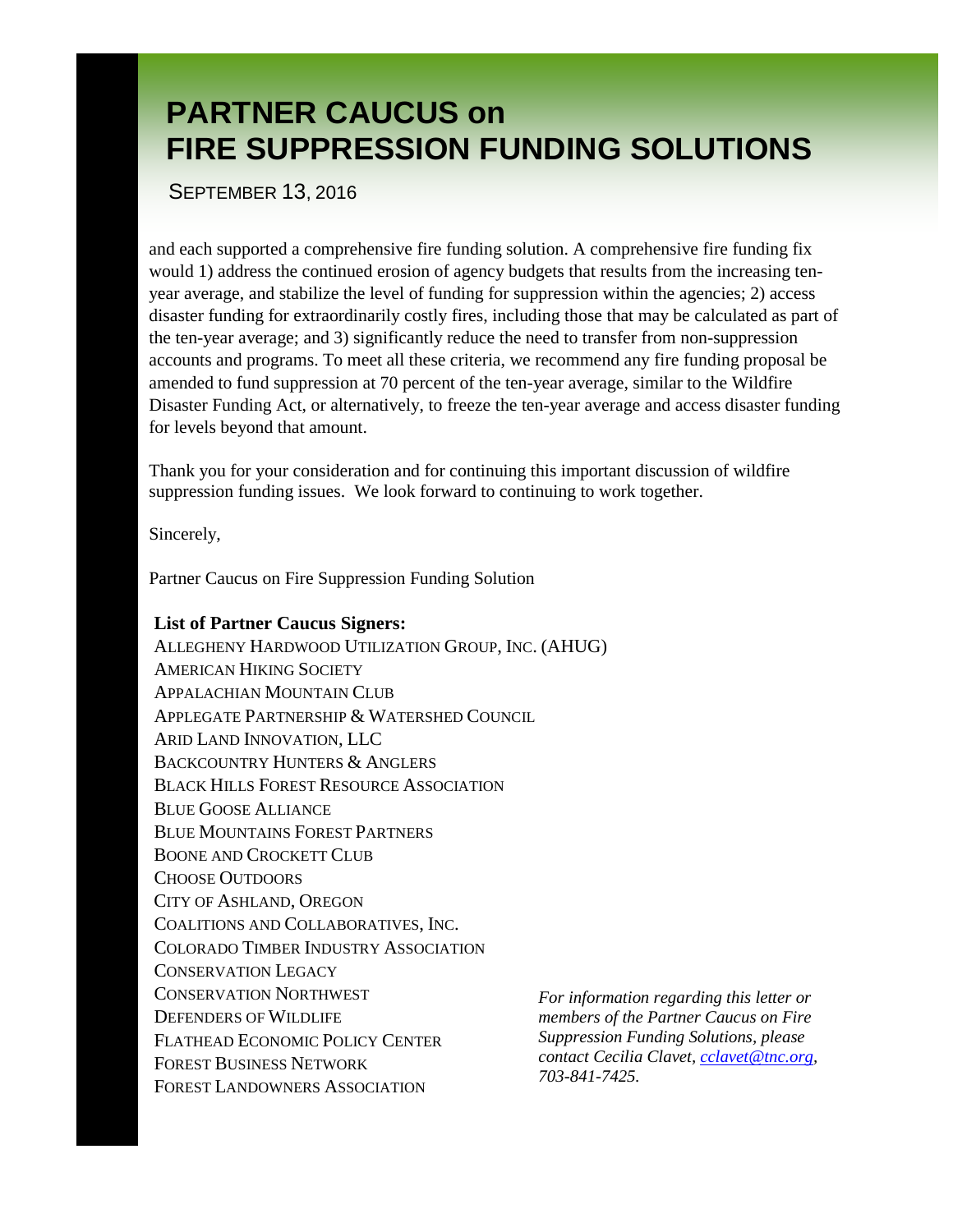and each supported a comprehensive fire funding solution. A comprehensive fire funding fix would 1) address the continued erosion of agency budgets that results from the increasing ten-year average, and stabilize the level of funding for suppression within the agencies; 2) access disaster funding for extraordinarily costly fires, including those that may be calculated as part of the ten-year average; and 3) significantly reduce the need to transfer from non-suppression accounts and programs. To meet all these criteria, we recommend any fire funding proposal be amended to fund suppression at 70 percent of the ten-year average, similar to the Wildfire Disaster Funding Act, or alternatively, to freeze the ten-year average and access disaster funding for levels beyond that amount.

Thank you for your consideration and for continuing this important discussion of wildfire suppression funding issues. We look forward to continuing to work together.

Sincerely,

Partner Caucus on Fire Suppression Funding Solution

**List of Partner Caucus Signers:**

Allegheny Hardwood Utilization Group, Inc. (AHUG)
American Hiking Society
Appalachian Mountain Club
Applegate Partnership & Watershed Council
Arid Land Innovation, LLC
Backcountry Hunters & Anglers
Black Hills Forest Resource Association
Blue Goose Alliance
Blue Mountains Forest Partners
Boone and Crockett Club
Choose Outdoors
City of Ashland, Oregon
Coalitions and Collaboratives, Inc.
Colorado Timber Industry Association
Conservation Legacy
Conservation Northwest
Defenders of Wildlife
Flathead Economic Policy Center
Forest Business Network
Forest Landowners Association

*For information regarding this letter or members of the Partner Caucus on Fire Suppression Funding Solutions, please contact Cecilia Clavet, cclavet@tnc.org, 703-841-7425.*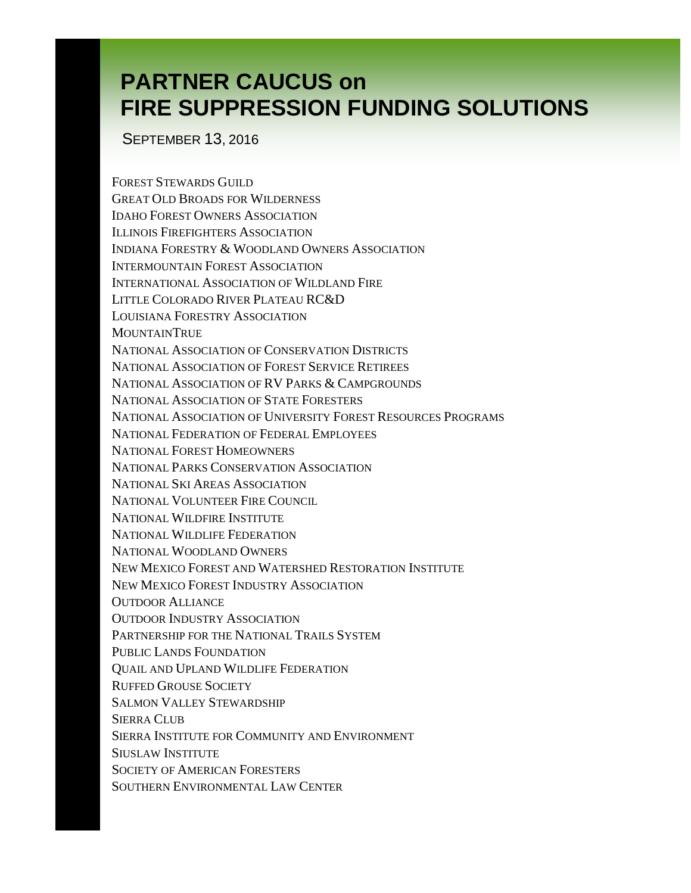# PARTNER CAUCUS on FIRE SUPPRESSION FUNDING SOLUTIONS

SEPTEMBER 13, 2016

FOREST STEWARDS GUILD
GREAT OLD BROADS FOR WILDERNESS
IDAHO FOREST OWNERS ASSOCIATION
ILLINOIS FIREFIGHTERS ASSOCIATION
INDIANA FORESTRY & WOODLAND OWNERS ASSOCIATION
INTERMOUNTAIN FOREST ASSOCIATION
INTERNATIONAL ASSOCIATION OF WILDLAND FIRE
LITTLE COLORADO RIVER PLATEAU RC&D
LOUISIANA FORESTRY ASSOCIATION
MOUNTAINTRUE
NATIONAL ASSOCIATION OF CONSERVATION DISTRICTS
NATIONAL ASSOCIATION OF FOREST SERVICE RETIREES
NATIONAL ASSOCIATION OF RV PARKS & CAMPGROUNDS
NATIONAL ASSOCIATION OF STATE FORESTERS
NATIONAL ASSOCIATION OF UNIVERSITY FOREST RESOURCES PROGRAMS
NATIONAL FEDERATION OF FEDERAL EMPLOYEES
NATIONAL FOREST HOMEOWNERS
NATIONAL PARKS CONSERVATION ASSOCIATION
NATIONAL SKI AREAS ASSOCIATION
NATIONAL VOLUNTEER FIRE COUNCIL
NATIONAL WILDFIRE INSTITUTE
NATIONAL WILDLIFE FEDERATION
NATIONAL WOODLAND OWNERS
NEW MEXICO FOREST AND WATERSHED RESTORATION INSTITUTE
NEW MEXICO FOREST INDUSTRY ASSOCIATION
OUTDOOR ALLIANCE
OUTDOOR INDUSTRY ASSOCIATION
PARTNERSHIP FOR THE NATIONAL TRAILS SYSTEM
PUBLIC LANDS FOUNDATION
QUAIL AND UPLAND WILDLIFE FEDERATION
RUFFED GROUSE SOCIETY
SALMON VALLEY STEWARDSHIP
SIERRA CLUB
SIERRA INSTITUTE FOR COMMUNITY AND ENVIRONMENT
SIUSLAW INSTITUTE
SOCIETY OF AMERICAN FORESTERS
SOUTHERN ENVIRONMENTAL LAW CENTER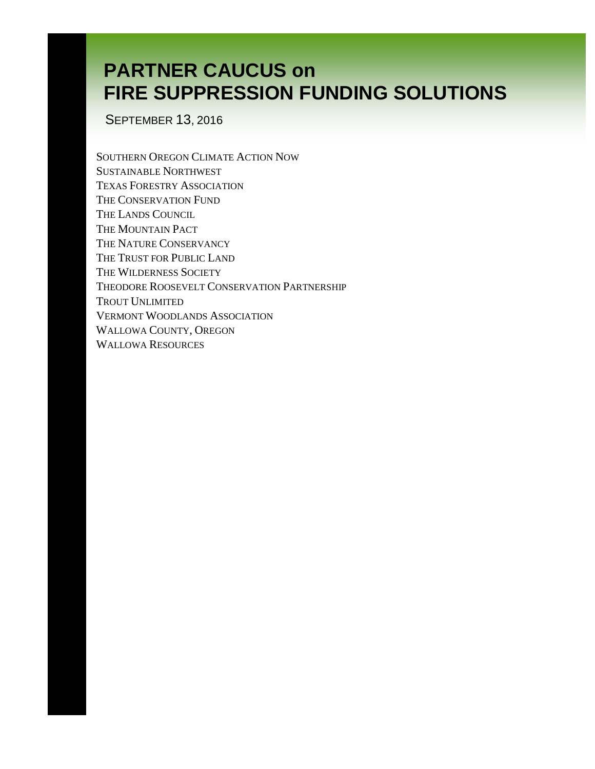# PARTNER CAUCUS on FIRE SUPPRESSION FUNDING SOLUTIONS

SEPTEMBER 13, 2016

SOUTHERN OREGON CLIMATE ACTION NOW
SUSTAINABLE NORTHWEST
TEXAS FORESTRY ASSOCIATION
THE CONSERVATION FUND
THE LANDS COUNCIL
THE MOUNTAIN PACT
THE NATURE CONSERVANCY
THE TRUST FOR PUBLIC LAND
THE WILDERNESS SOCIETY
THEODORE ROOSEVELT CONSERVATION PARTNERSHIP
TROUT UNLIMITED
VERMONT WOODLANDS ASSOCIATION
WALLOWA COUNTY, OREGON
WALLOWA RESOURCES